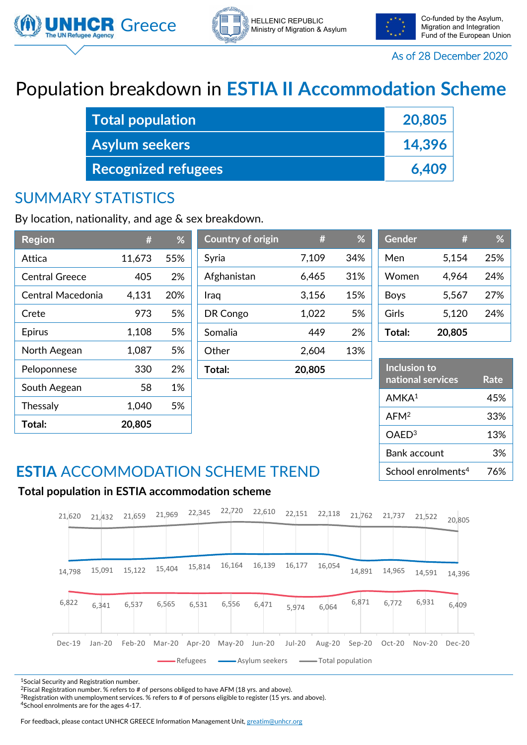UNHCR Greece — The UN Refugee Agency

HELLENIC REPUBLIC
Ministry of Migration & Asylum

Co-funded by the Asylum, Migration and Integration Fund of the European Union

As of 28 December 2020

# Population breakdown in ESTIA II Accommodation Scheme

| | |
|---|---|
| **Total population** | **20,805** |
| **Asylum seekers** | **14,396** |
| **Recognized refugees** | **6,409** |

## SUMMARY STATISTICS

By location, nationality, and age & sex breakdown.

| Region | # | % |
|---|---|---|
| Attica | 11,673 | 55% |
| Central Greece | 405 | 2% |
| Central Macedonia | 4,131 | 20% |
| Crete | 973 | 5% |
| Epirus | 1,108 | 5% |
| North Aegean | 1,087 | 5% |
| Peloponnese | 330 | 2% |
| South Aegean | 58 | 1% |
| Thessaly | 1,040 | 5% |
| **Total:** | **20,805** | |

| Country of origin | # | % |
|---|---|---|
| Syria | 7,109 | 34% |
| Afghanistan | 6,465 | 31% |
| Iraq | 3,156 | 15% |
| DR Congo | 1,022 | 5% |
| Somalia | 449 | 2% |
| Other | 2,604 | 13% |
| **Total:** | **20,805** | |

| Gender | # | % |
|---|---|---|
| Men | 5,154 | 25% |
| Women | 4,964 | 24% |
| Boys | 5,567 | 27% |
| Girls | 5,120 | 24% |
| **Total:** | **20,805** | |

| Inclusion to national services | Rate |
|---|---|
| AMKA[1] | 45% |
| AFM[2] | 33% |
| OAED[3] | 13% |
| Bank account | 3% |
| School enrolments[4] | 76% |

## ESTIA ACCOMMODATION SCHEME TREND

**Total population in ESTIA accommodation scheme**

| | Dec-19 | Jan-20 | Feb-20 | Mar-20 | Apr-20 | May-20 | Jun-20 | Jul-20 | Aug-20 | Sep-20 | Oct-20 | Nov-20 | Dec-20 |
|---|---|---|---|---|---|---|---|---|---|---|---|---|---|
| Total population | 21,620 | 21,432 | 21,659 | 21,969 | 22,345 | 22,720 | 22,610 | 22,151 | 22,118 | 21,762 | 21,737 | 21,522 | 20,805 |
| Asylum seekers | 14,798 | 15,091 | 15,122 | 15,404 | 15,814 | 16,164 | 16,139 | 16,177 | 16,054 | 14,891 | 14,965 | 14,591 | 14,396 |
| Refugees | 6,822 | 6,341 | 6,537 | 6,565 | 6,531 | 6,556 | 6,471 | 5,974 | 6,064 | 6,871 | 6,772 | 6,931 | 6,409 |

[1]Social Security and Registration number.
[2]Fiscal Registration number. % refers to # of persons obliged to have AFM (18 yrs. and above).
[3]Registration with unemployment services. % refers to # of persons eligible to register (15 yrs. and above).
[4]School enrolments are for the ages 4-17.

For feedback, please contact UNHCR GREECE Information Management Unit, greatim@unhcr.org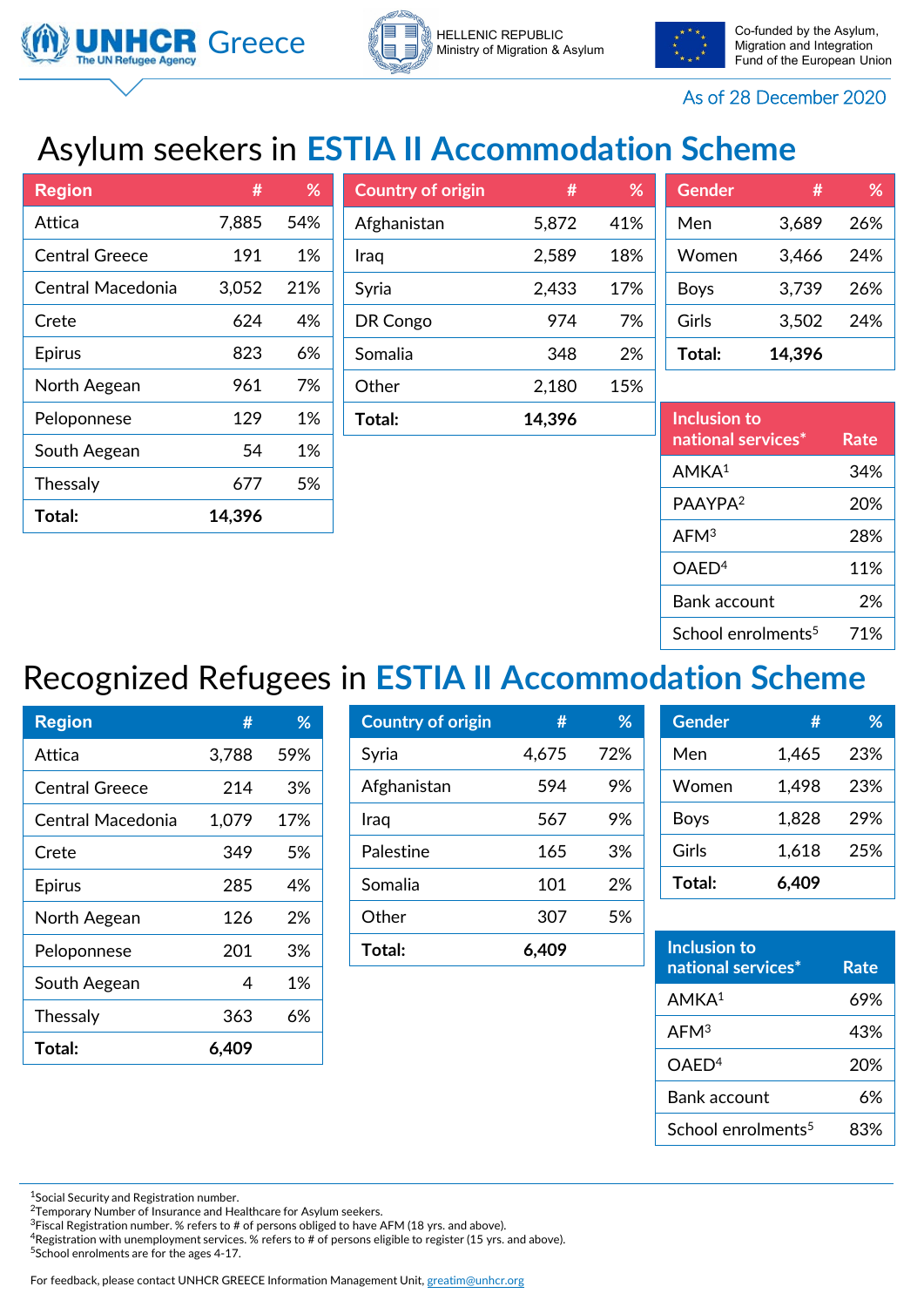UNHCR Greece — The UN Refugee Agency

HELLENIC REPUBLIC
Ministry of Migration & Asylum

Co-funded by the Asylum, Migration and Integration Fund of the European Union

As of 28 December 2020

# Asylum seekers in ESTIA II Accommodation Scheme

| Region | # | % |
|---|---|---|
| Attica | 7,885 | 54% |
| Central Greece | 191 | 1% |
| Central Macedonia | 3,052 | 21% |
| Crete | 624 | 4% |
| Epirus | 823 | 6% |
| North Aegean | 961 | 7% |
| Peloponnese | 129 | 1% |
| South Aegean | 54 | 1% |
| Thessaly | 677 | 5% |
| **Total:** | **14,396** | |

| Country of origin | # | % |
|---|---|---|
| Afghanistan | 5,872 | 41% |
| Iraq | 2,589 | 18% |
| Syria | 2,433 | 17% |
| DR Congo | 974 | 7% |
| Somalia | 348 | 2% |
| Other | 2,180 | 15% |
| **Total:** | **14,396** | |

| Gender | # | % |
|---|---|---|
| Men | 3,689 | 26% |
| Women | 3,466 | 24% |
| Boys | 3,739 | 26% |
| Girls | 3,502 | 24% |
| **Total:** | **14,396** | |

| Inclusion to national services* | Rate |
|---|---|
| AMKA[1] | 34% |
| PAAYPA[2] | 20% |
| AFM[3] | 28% |
| OAED[4] | 11% |
| Bank account | 2% |
| School enrolments[5] | 71% |

# Recognized Refugees in ESTIA II Accommodation Scheme

| Region | # | % |
|---|---|---|
| Attica | 3,788 | 59% |
| Central Greece | 214 | 3% |
| Central Macedonia | 1,079 | 17% |
| Crete | 349 | 5% |
| Epirus | 285 | 4% |
| North Aegean | 126 | 2% |
| Peloponnese | 201 | 3% |
| South Aegean | 4 | 1% |
| Thessaly | 363 | 6% |
| **Total:** | **6,409** | |

| Country of origin | # | % |
|---|---|---|
| Syria | 4,675 | 72% |
| Afghanistan | 594 | 9% |
| Iraq | 567 | 9% |
| Palestine | 165 | 3% |
| Somalia | 101 | 2% |
| Other | 307 | 5% |
| **Total:** | **6,409** | |

| Gender | # | % |
|---|---|---|
| Men | 1,465 | 23% |
| Women | 1,498 | 23% |
| Boys | 1,828 | 29% |
| Girls | 1,618 | 25% |
| **Total:** | **6,409** | |

| Inclusion to national services* | Rate |
|---|---|
| AMKA[1] | 69% |
| AFM[3] | 43% |
| OAED[4] | 20% |
| Bank account | 6% |
| School enrolments[5] | 83% |

[1]Social Security and Registration number.
[2]Temporary Number of Insurance and Healthcare for Asylum seekers.
[3]Fiscal Registration number. % refers to # of persons obliged to have AFM (18 yrs. and above).
[4]Registration with unemployment services. % refers to # of persons eligible to register (15 yrs. and above).
[5]School enrolments are for the ages 4-17.

For feedback, please contact UNHCR GREECE Information Management Unit, greatim@unhcr.org